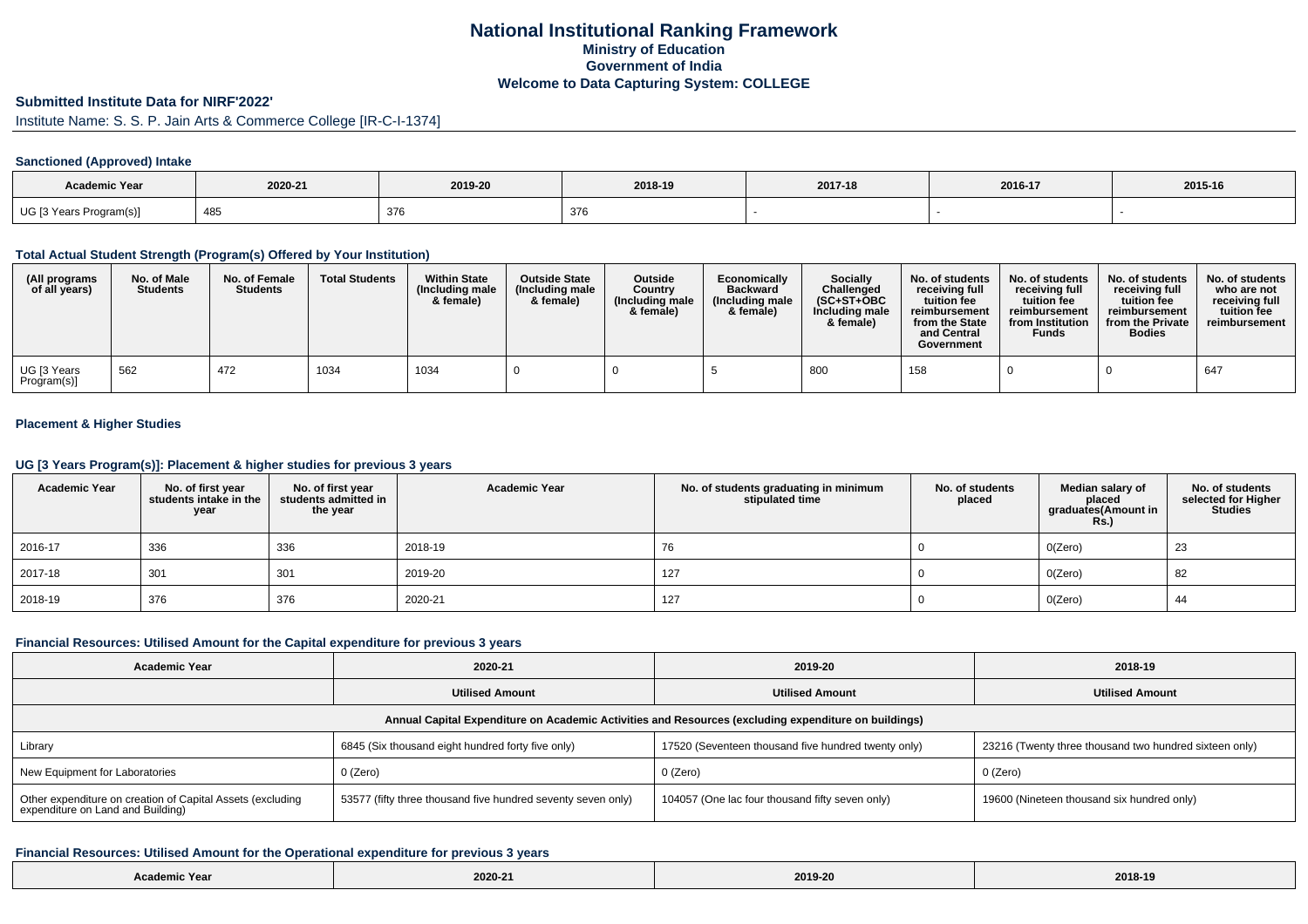# National Institutional Ranking Framework
## Ministry of Education
## Government of India
## Welcome to Data Capturing System: COLLEGE

### Submitted Institute Data for NIRF'2022'

Institute Name: S. S. P. Jain Arts & Commerce College [IR-C-I-1374]

### Sanctioned (Approved) Intake

| Academic Year | 2020-21 | 2019-20 | 2018-19 | 2017-18 | 2016-17 | 2015-16 |
|---|---|---|---|---|---|---|
| UG [3 Years Program(s)] | 485 | 376 | 376 | - | - | - |

### Total Actual Student Strength (Program(s) Offered by Your Institution)

| (All programs of all years) | No. of Male Students | No. of Female Students | Total Students | Within State (Including male & female) | Outside State (Including male & female) | Outside Country (Including male & female) | Economically Backward (Including male & female) | Socially Challenged (SC+ST+OBC Including male & female) | No. of students receiving full tuition fee reimbursement from the State and Central Government | No. of students receiving full tuition fee reimbursement from Institution Funds | No. of students receiving full tuition fee reimbursement from the Private Bodies | No. of students who are not receiving full tuition fee reimbursement |
|---|---|---|---|---|---|---|---|---|---|---|---|---|
| UG [3 Years Program(s)] | 562 | 472 | 1034 | 1034 | 0 | 0 | 5 | 800 | 158 | 0 | 0 | 647 |

### Placement & Higher Studies

### UG [3 Years Program(s)]: Placement & higher studies for previous 3 years

| Academic Year | No. of first year students intake in the year | No. of first year students admitted in the year | Academic Year | No. of students graduating in minimum stipulated time | No. of students placed | Median salary of placed graduates(Amount in Rs.) | No. of students selected for Higher Studies |
|---|---|---|---|---|---|---|---|
| 2016-17 | 336 | 336 | 2018-19 | 76 | 0 | 0(Zero) | 23 |
| 2017-18 | 301 | 301 | 2019-20 | 127 | 0 | 0(Zero) | 82 |
| 2018-19 | 376 | 376 | 2020-21 | 127 | 0 | 0(Zero) | 44 |

### Financial Resources: Utilised Amount for the Capital expenditure for previous 3 years

| Academic Year | 2020-21 | 2019-20 | 2018-19 |
|---|---|---|---|
| | Utilised Amount | Utilised Amount | Utilised Amount |
| Annual Capital Expenditure on Academic Activities and Resources (excluding expenditure on buildings) | | | |
| Library | 6845 (Six thousand eight hundred forty five only) | 17520 (Seventeen thousand five hundred twenty only) | 23216 (Twenty three thousand two hundred sixteen only) |
| New Equipment for Laboratories | 0 (Zero) | 0 (Zero) | 0 (Zero) |
| Other expenditure on creation of Capital Assets (excluding expenditure on Land and Building) | 53577 (fifty three thousand five hundred seventy seven only) | 104057 (One lac four thousand fifty seven only) | 19600 (Nineteen thousand six hundred only) |

### Financial Resources: Utilised Amount for the Operational expenditure for previous 3 years

| Academic Year | 2020-21 | 2019-20 | 2018-19 |
|---|---|---|---|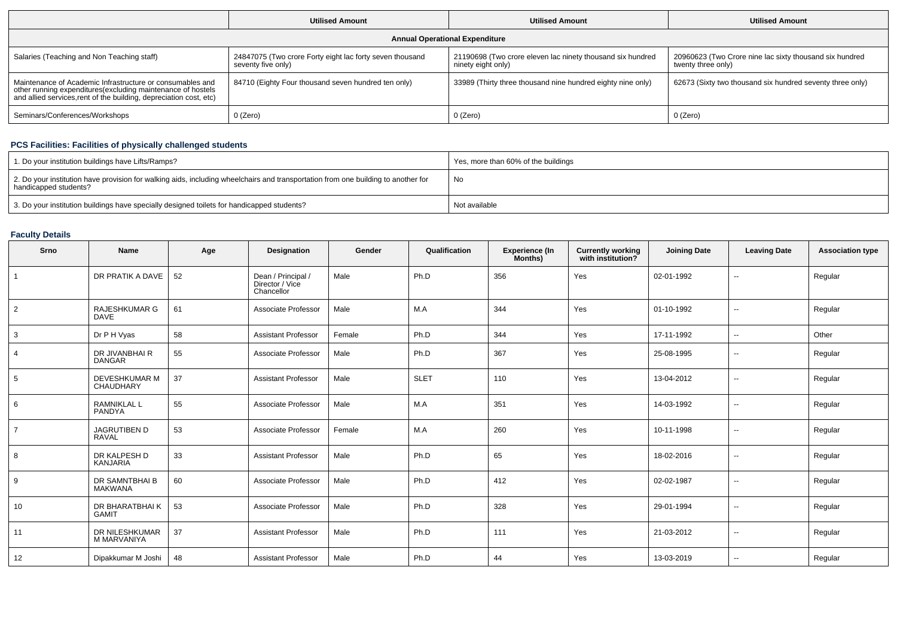| | Utilised Amount | Utilised Amount | Utilised Amount |
|---|---|---|---|
| **Annual Operational Expenditure** | | | |
| Salaries (Teaching and Non Teaching staff) | 24847075 (Two crore Forty eight lac forty seven thousand seventy five only) | 21190698 (Two crore eleven lac ninety thousand six hundred ninety eight only) | 20960623 (Two Crore nine lac sixty thousand six hundred twenty three only) |
| Maintenance of Academic Infrastructure or consumables and other running expenditures(excluding maintenance of hostels and allied services,rent of the building, depreciation cost, etc) | 84710 (Eighty Four thousand seven hundred ten only) | 33989 (Thirty three thousand nine hundred eighty nine only) | 62673 (Sixty two thousand six hundred seventy three only) |
| Seminars/Conferences/Workshops | 0 (Zero) | 0 (Zero) | 0 (Zero) |

### PCS Facilities: Facilities of physically challenged students

| | |
|---|---|
| 1. Do your institution buildings have Lifts/Ramps? | Yes, more than 60% of the buildings |
| 2. Do your institution have provision for walking aids, including wheelchairs and transportation from one building to another for handicapped students? | No |
| 3. Do your institution buildings have specially designed toilets for handicapped students? | Not available |

### Faculty Details

| Srno | Name | Age | Designation | Gender | Qualification | Experience (In Months) | Currently working with institution? | Joining Date | Leaving Date | Association type |
|---|---|---|---|---|---|---|---|---|---|---|
| 1 | DR PRATIK A DAVE | 52 | Dean / Principal / Director / Vice Chancellor | Male | Ph.D | 356 | Yes | 02-01-1992 | -- | Regular |
| 2 | RAJESHKUMAR G DAVE | 61 | Associate Professor | Male | M.A | 344 | Yes | 01-10-1992 | -- | Regular |
| 3 | Dr P H Vyas | 58 | Assistant Professor | Female | Ph.D | 344 | Yes | 17-11-1992 | -- | Other |
| 4 | DR JIVANBHAI R DANGAR | 55 | Associate Professor | Male | Ph.D | 367 | Yes | 25-08-1995 | -- | Regular |
| 5 | DEVESHKUMAR M CHAUDHARY | 37 | Assistant Professor | Male | SLET | 110 | Yes | 13-04-2012 | -- | Regular |
| 6 | RAMNIKLAL L PANDYA | 55 | Associate Professor | Male | M.A | 351 | Yes | 14-03-1992 | -- | Regular |
| 7 | JAGRUTIBEN D RAVAL | 53 | Associate Professor | Female | M.A | 260 | Yes | 10-11-1998 | -- | Regular |
| 8 | DR KALPESH D KANJARIA | 33 | Assistant Professor | Male | Ph.D | 65 | Yes | 18-02-2016 | -- | Regular |
| 9 | DR SAMNTBHAI B MAKWANA | 60 | Associate Professor | Male | Ph.D | 412 | Yes | 02-02-1987 | -- | Regular |
| 10 | DR BHARATBHAI K GAMIT | 53 | Associate Professor | Male | Ph.D | 328 | Yes | 29-01-1994 | -- | Regular |
| 11 | DR NILESHKUMAR M MARVANIYA | 37 | Assistant Professor | Male | Ph.D | 111 | Yes | 21-03-2012 | -- | Regular |
| 12 | Dipakkumar M Joshi | 48 | Assistant Professor | Male | Ph.D | 44 | Yes | 13-03-2019 | -- | Regular |